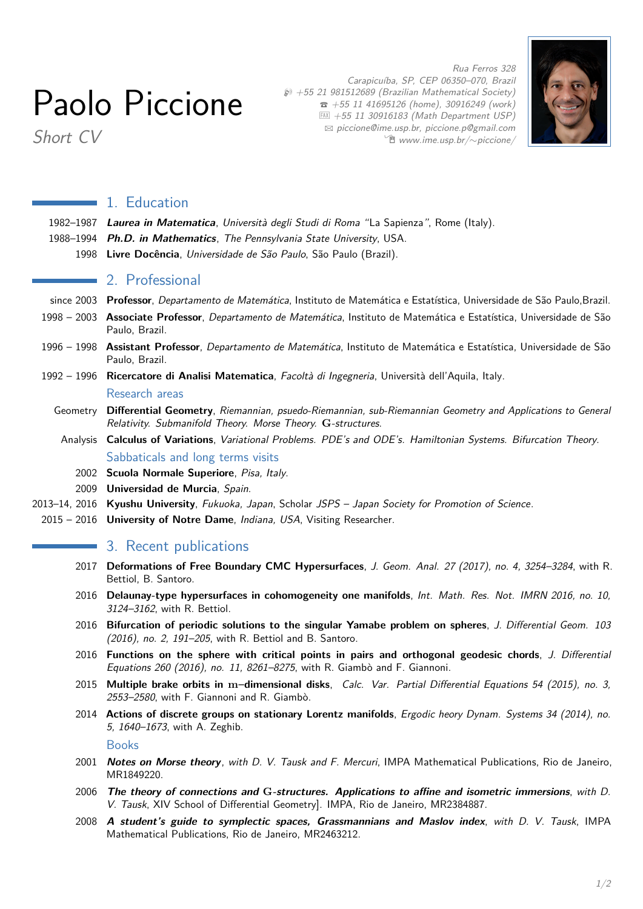# Paolo Piccione

*Short CV*

*Rua Ferros 328*
*Carapicuíba, SP, CEP 06350–070, Brazil*
*+55 21 981512689 (Brazilian Mathematical Society)*
*+55 11 41695126 (home), 30916249 (work)*
*+55 11 30916183 (Math Department USP)*
*piccione@ime.usp.br, piccione.p@gmail.com*
*www.ime.usp.br/~piccione/*

## 1. Education

1982–1987 ***Laurea in Matematica***, *Università degli Studi di Roma "La Sapienza"*, Rome (Italy).

1988–1994 ***Ph.D. in Mathematics***, *The Pennsylvania State University*, USA.

1998 **Livre Docência**, *Universidade de São Paulo*, São Paulo (Brazil).

## 2. Professional

since 2003 **Professor**, *Departamento de Matemática*, Instituto de Matemática e Estatística, Universidade de São Paulo,Brazil.

1998 – 2003 **Associate Professor**, *Departamento de Matemática*, Instituto de Matemática e Estatística, Universidade de São Paulo, Brazil.

1996 – 1998 **Assistant Professor**, *Departamento de Matemática*, Instituto de Matemática e Estatística, Universidade de São Paulo, Brazil.

1992 – 1996 **Ricercatore di Analisi Matematica**, *Facoltà di Ingegneria*, Università dell'Aquila, Italy.

### Research areas

Geometry **Differential Geometry**, *Riemannian, psuedo-Riemannian, sub-Riemannian Geometry and Applications to General Relativity. Submanifold Theory. Morse Theory. $\mathbf{G}$-structures.*

Analysis **Calculus of Variations**, *Variational Problems. PDE's and ODE's. Hamiltonian Systems. Bifurcation Theory.*

### Sabbaticals and long terms visits

2002 **Scuola Normale Superiore**, *Pisa, Italy.*

2009 **Universidad de Murcia**, *Spain.*

2013–14, 2016 **Kyushu University**, *Fukuoka, Japan*, Scholar *JSPS – Japan Society for Promotion of Science*.

2015 – 2016 **University of Notre Dame**, *Indiana, USA*, Visiting Researcher.

## 3. Recent publications

2017 **Deformations of Free Boundary CMC Hypersurfaces**, *J. Geom. Anal. 27 (2017), no. 4, 3254–3284*, with R. Bettiol, B. Santoro.

2016 **Delaunay-type hypersurfaces in cohomogeneity one manifolds**, *Int. Math. Res. Not. IMRN 2016, no. 10, 3124–3162*, with R. Bettiol.

2016 **Bifurcation of periodic solutions to the singular Yamabe problem on spheres**, *J. Differential Geom. 103 (2016), no. 2, 191–205*, with R. Bettiol and B. Santoro.

2016 **Functions on the sphere with critical points in pairs and orthogonal geodesic chords**, *J. Differential Equations 260 (2016), no. 11, 8261–8275*, with R. Giambò and F. Giannoni.

2015 **Multiple brake orbits in $\mathrm{m}$–dimensional disks**, *Calc. Var. Partial Differential Equations 54 (2015), no. 3, 2553–2580*, with F. Giannoni and R. Giambò.

2014 **Actions of discrete groups on stationary Lorentz manifolds**, *Ergodic heory Dynam. Systems 34 (2014), no. 5, 1640–1673*, with A. Zeghib.

### Books

2001 ***Notes on Morse theory***, *with D. V. Tausk and F. Mercuri*, IMPA Mathematical Publications, Rio de Janeiro, MR1849220.

2006 ***The theory of connections and $\mathbf{G}$-structures. Applications to affine and isometric immersions***, *with D. V. Tausk*, XIV School of Differential Geometry]. IMPA, Rio de Janeiro, MR2384887.

2008 ***A student's guide to symplectic spaces, Grassmannians and Maslov index***, *with D. V. Tausk*, IMPA Mathematical Publications, Rio de Janeiro, MR2463212.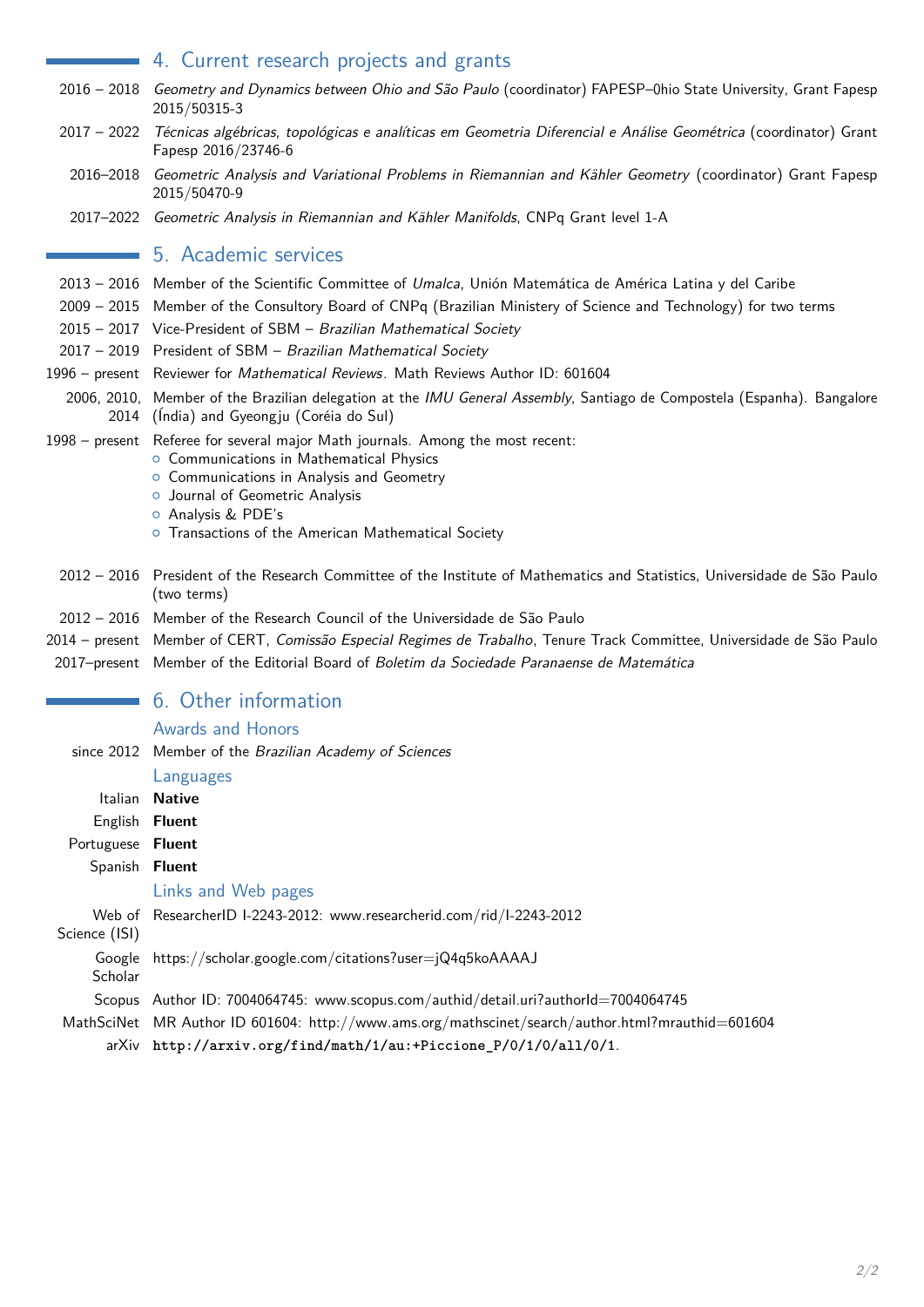## 4. Current research projects and grants

2016 – 2018 *Geometry and Dynamics between Ohio and São Paulo* (coordinator) FAPESP–0hio State University, Grant Fapesp 2015/50315-3

2017 – 2022 *Técnicas algébricas, topológicas e analíticas em Geometria Diferencial e Análise Geométrica* (coordinator) Grant Fapesp 2016/23746-6

2016–2018 *Geometric Analysis and Variational Problems in Riemannian and Kähler Geometry* (coordinator) Grant Fapesp 2015/50470-9

2017–2022 *Geometric Analysis in Riemannian and Kähler Manifolds*, CNPq Grant level 1-A

## 5. Academic services

2013 – 2016 Member of the Scientific Committee of *Umalca*, Unión Matemática de América Latina y del Caribe

2009 – 2015 Member of the Consultory Board of CNPq (Brazilian Ministery of Science and Technology) for two terms

2015 – 2017 Vice-President of SBM – *Brazilian Mathematical Society*

2017 – 2019 President of SBM – *Brazilian Mathematical Society*

1996 – present Reviewer for *Mathematical Reviews*. Math Reviews Author ID: 601604

2006, 2010, 2014 Member of the Brazilian delegation at the *IMU General Assembly*, Santiago de Compostela (Espanha). Bangalore (Índia) and Gyeongju (Coréia do Sul)

1998 – present Referee for several major Math journals. Among the most recent:
- Communications in Mathematical Physics
- Communications in Analysis and Geometry
- Journal of Geometric Analysis
- Analysis & PDE's
- Transactions of the American Mathematical Society

2012 – 2016 President of the Research Committee of the Institute of Mathematics and Statistics, Universidade de São Paulo (two terms)

2012 – 2016 Member of the Research Council of the Universidade de São Paulo

2014 – present Member of CERT, *Comissão Especial Regimes de Trabalho*, Tenure Track Committee, Universidade de São Paulo

2017–present Member of the Editorial Board of *Boletim da Sociedade Paranaense de Matemática*

## 6. Other information

### Awards and Honors

since 2012 Member of the *Brazilian Academy of Sciences*

### Languages

Italian **Native**

English **Fluent**

Portuguese **Fluent**

Spanish **Fluent**

### Links and Web pages

Web of Science (ISI) ResearcherID I-2243-2012: www.researcherid.com/rid/I-2243-2012

Google Scholar https://scholar.google.com/citations?user=jQ4q5koAAAAJ

Scopus Author ID: 7004064745: www.scopus.com/authid/detail.uri?authorId=7004064745

MathSciNet MR Author ID 601604: http://www.ams.org/mathscinet/search/author.html?mrauthid=601604

arXiv `http://arxiv.org/find/math/1/au:+Piccione_P/0/1/0/all/0/1`.